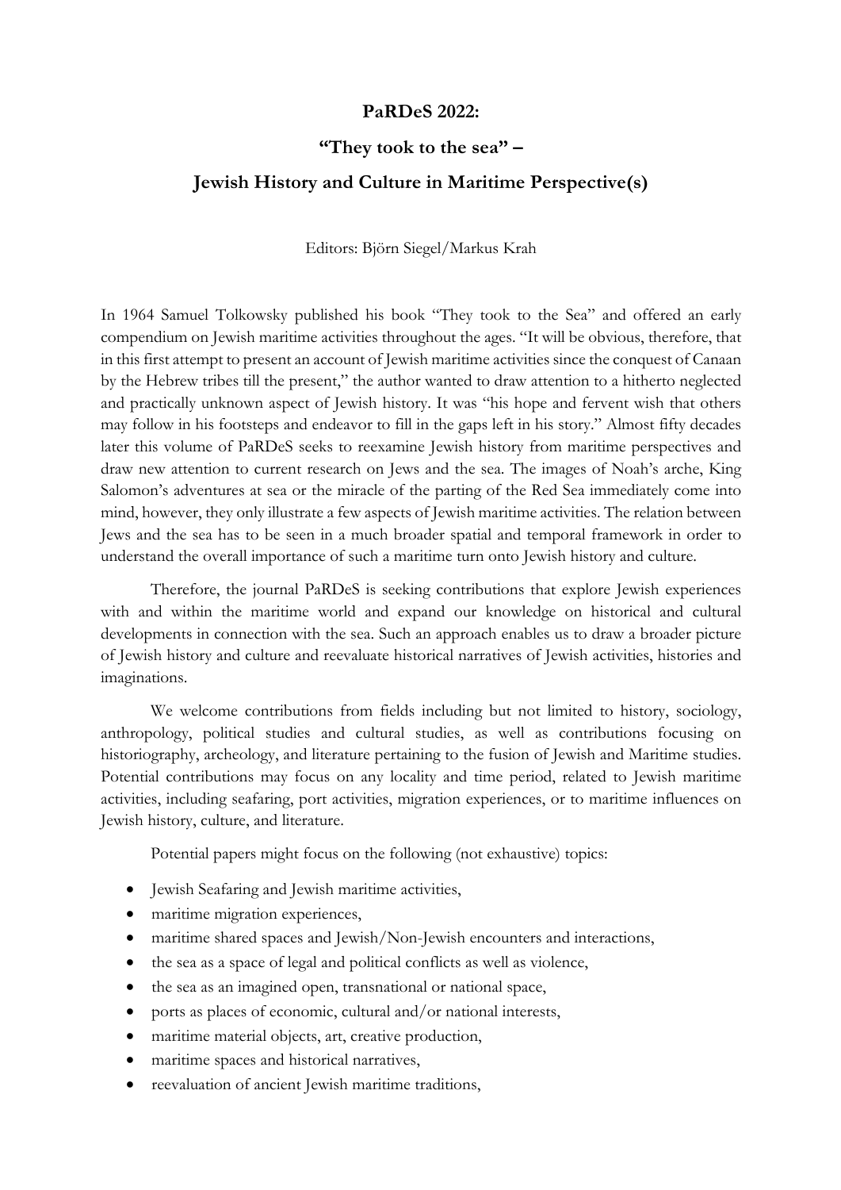# PaRDeS 2022:

## "They took to the sea" –

## Jewish History and Culture in Maritime Perspective(s)

Editors: Björn Siegel/Markus Krah

In 1964 Samuel Tolkowsky published his book "They took to the Sea" and offered an early compendium on Jewish maritime activities throughout the ages. "It will be obvious, therefore, that in this first attempt to present an account of Jewish maritime activities since the conquest of Canaan by the Hebrew tribes till the present," the author wanted to draw attention to a hitherto neglected and practically unknown aspect of Jewish history. It was "his hope and fervent wish that others may follow in his footsteps and endeavor to fill in the gaps left in his story." Almost fifty decades later this volume of PaRDeS seeks to reexamine Jewish history from maritime perspectives and draw new attention to current research on Jews and the sea. The images of Noah's arche, King Salomon's adventures at sea or the miracle of the parting of the Red Sea immediately come into mind, however, they only illustrate a few aspects of Jewish maritime activities. The relation between Jews and the sea has to be seen in a much broader spatial and temporal framework in order to understand the overall importance of such a maritime turn onto Jewish history and culture.

Therefore, the journal PaRDeS is seeking contributions that explore Jewish experiences with and within the maritime world and expand our knowledge on historical and cultural developments in connection with the sea. Such an approach enables us to draw a broader picture of Jewish history and culture and reevaluate historical narratives of Jewish activities, histories and imaginations.

We welcome contributions from fields including but not limited to history, sociology, anthropology, political studies and cultural studies, as well as contributions focusing on historiography, archeology, and literature pertaining to the fusion of Jewish and Maritime studies. Potential contributions may focus on any locality and time period, related to Jewish maritime activities, including seafaring, port activities, migration experiences, or to maritime influences on Jewish history, culture, and literature.

Potential papers might focus on the following (not exhaustive) topics:

- Jewish Seafaring and Jewish maritime activities,
- maritime migration experiences,
- maritime shared spaces and Jewish/Non-Jewish encounters and interactions,
- the sea as a space of legal and political conflicts as well as violence,
- the sea as an imagined open, transnational or national space,
- ports as places of economic, cultural and/or national interests,
- maritime material objects, art, creative production,
- maritime spaces and historical narratives,
- reevaluation of ancient Jewish maritime traditions,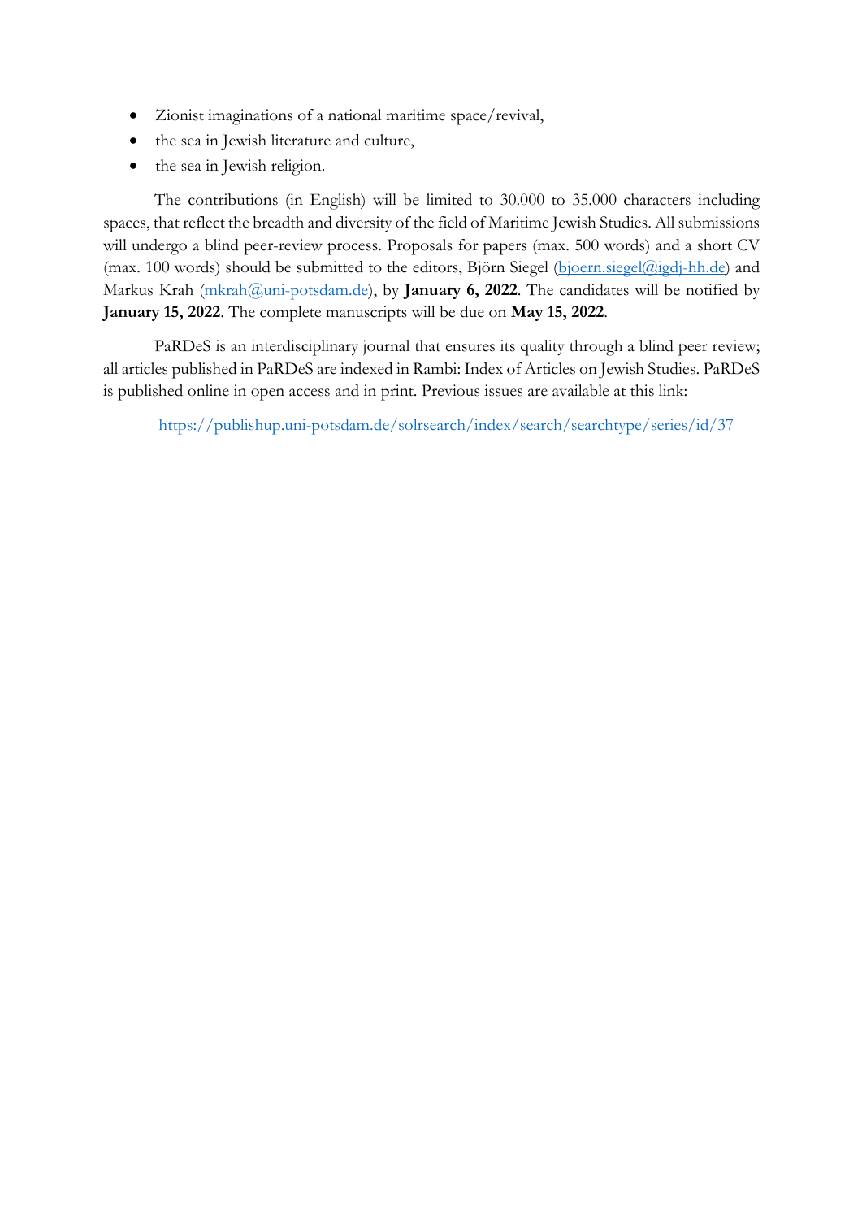- Zionist imaginations of a national maritime space/revival,
- the sea in Jewish literature and culture,
- the sea in Jewish religion.

The contributions (in English) will be limited to 30.000 to 35.000 characters including spaces, that reflect the breadth and diversity of the field of Maritime Jewish Studies. All submissions will undergo a blind peer-review process. Proposals for papers (max. 500 words) and a short CV (max. 100 words) should be submitted to the editors, Björn Siegel (bjoern.siegel@igdj-hh.de) and Markus Krah (mkrah@uni-potsdam.de), by **January 6, 2022**. The candidates will be notified by **January 15, 2022**. The complete manuscripts will be due on **May 15, 2022**.

PaRDeS is an interdisciplinary journal that ensures its quality through a blind peer review; all articles published in PaRDeS are indexed in Rambi: Index of Articles on Jewish Studies. PaRDeS is published online in open access and in print. Previous issues are available at this link:

https://publishup.uni-potsdam.de/solrsearch/index/search/searchtype/series/id/37